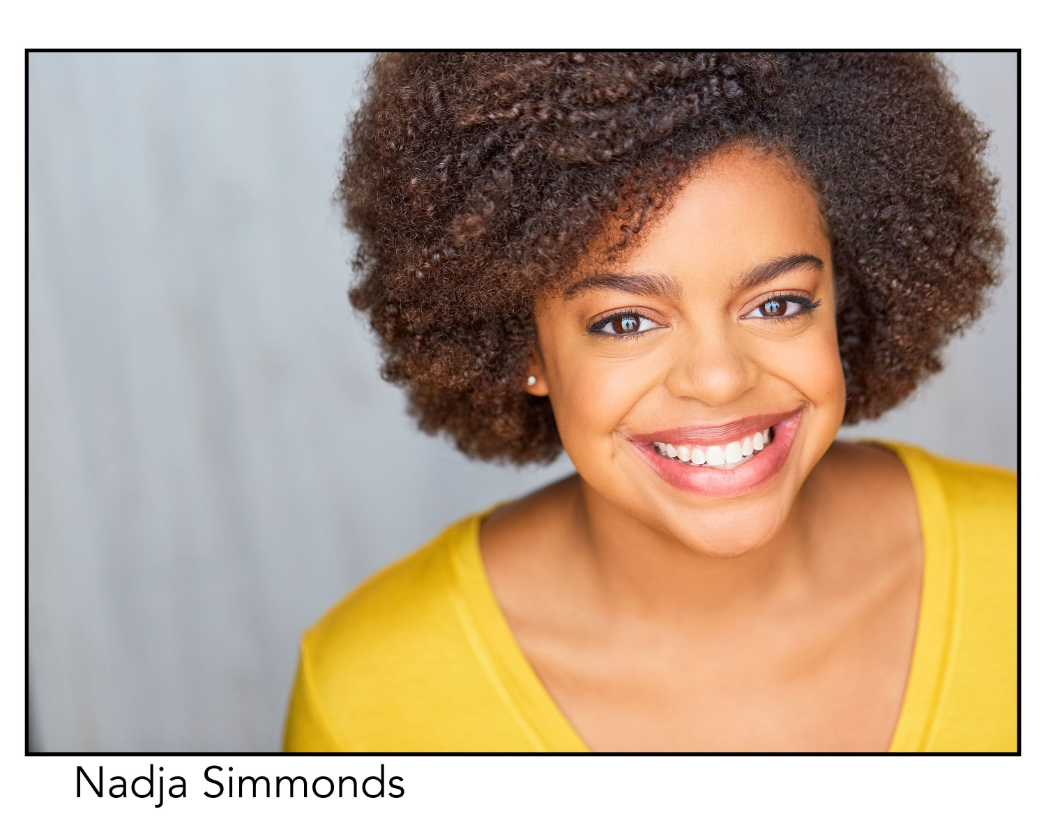Nadja Simmonds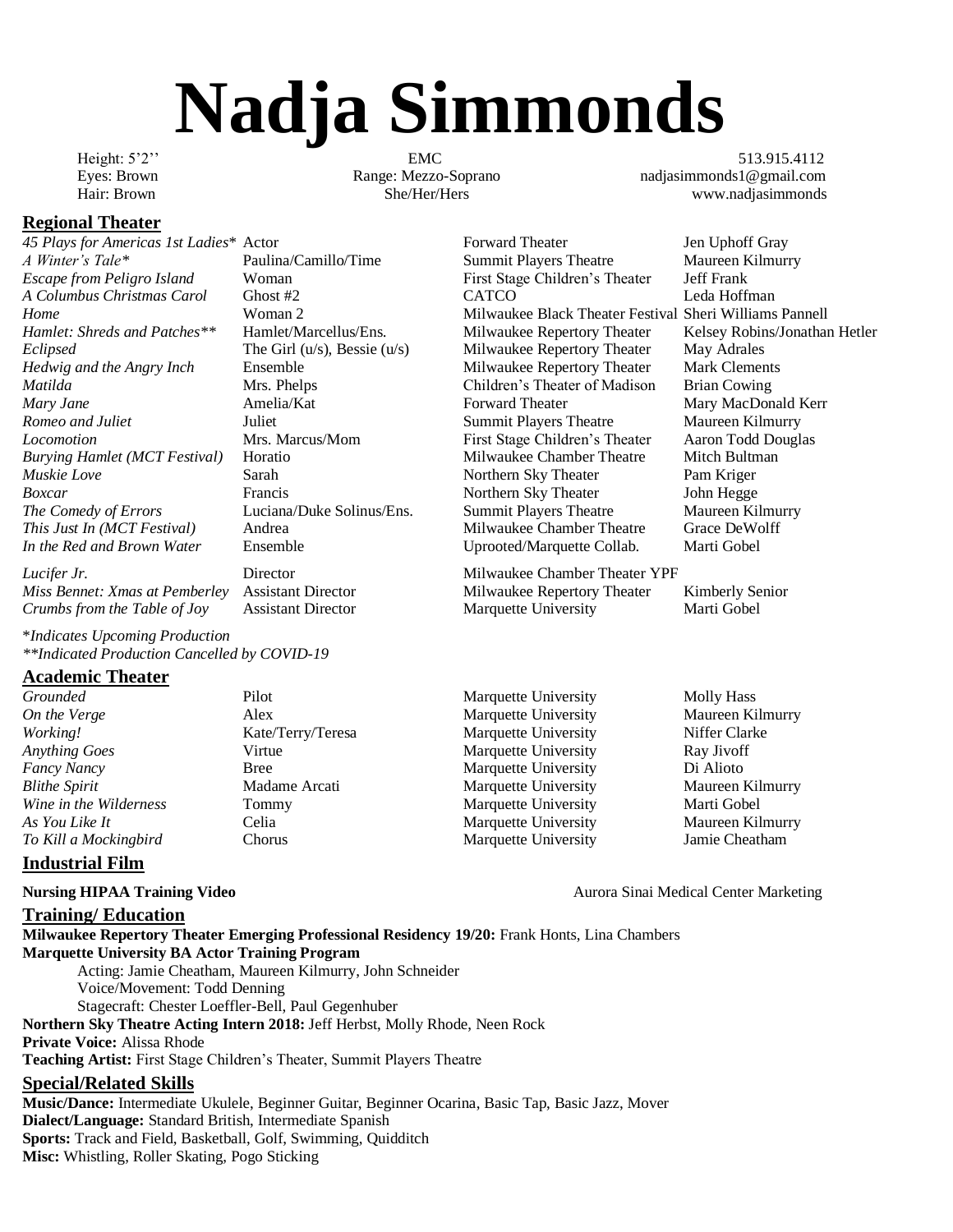# Nadja Simmonds

| | | |
|---|---|---|
| Height: 5'2'' | EMC | 513.915.4112 |
| Eyes: Brown | Range: Mezzo-Soprano | nadjasimmonds1@gmail.com |
| Hair: Brown | She/Her/Hers | www.nadjasimmonds |

## Regional Theater

| | | | |
|---|---|---|---|
| *45 Plays for Americas 1st Ladies** | Actor | Forward Theater | Jen Uphoff Gray |
| *A Winter's Tale** | Paulina/Camillo/Time | Summit Players Theatre | Maureen Kilmurry |
| *Escape from Peligro Island* | Woman | First Stage Children's Theater | Jeff Frank |
| *A Columbus Christmas Carol* | Ghost #2 | CATCO | Leda Hoffman |
| *Home* | Woman 2 | Milwaukee Black Theater Festival | Sheri Williams Pannell |
| *Hamlet: Shreds and Patches*** | Hamlet/Marcellus/Ens. | Milwaukee Repertory Theater | Kelsey Robins/Jonathan Hetler |
| *Eclipsed* | The Girl (u/s), Bessie (u/s) | Milwaukee Repertory Theater | May Adrales |
| *Hedwig and the Angry Inch* | Ensemble | Milwaukee Repertory Theater | Mark Clements |
| *Matilda* | Mrs. Phelps | Children's Theater of Madison | Brian Cowing |
| *Mary Jane* | Amelia/Kat | Forward Theater | Mary MacDonald Kerr |
| *Romeo and Juliet* | Juliet | Summit Players Theatre | Maureen Kilmurry |
| *Locomotion* | Mrs. Marcus/Mom | First Stage Children's Theater | Aaron Todd Douglas |
| *Burying Hamlet (MCT Festival)* | Horatio | Milwaukee Chamber Theatre | Mitch Bultman |
| *Muskie Love* | Sarah | Northern Sky Theater | Pam Kriger |
| *Boxcar* | Francis | Northern Sky Theater | John Hegge |
| *The Comedy of Errors* | Luciana/Duke Solinus/Ens. | Summit Players Theatre | Maureen Kilmurry |
| *This Just In (MCT Festival)* | Andrea | Milwaukee Chamber Theatre | Grace DeWolff |
| *In the Red and Brown Water* | Ensemble | Uprooted/Marquette Collab. | Marti Gobel |
| *Lucifer Jr.* | Director | Milwaukee Chamber Theater YPF | |
| *Miss Bennet: Xmas at Pemberley* | Assistant Director | Milwaukee Repertory Theater | Kimberly Senior |
| *Crumbs from the Table of Joy* | Assistant Director | Marquette University | Marti Gobel |

**Indicates Upcoming Production*
***Indicated Production Cancelled by COVID-19*

## Academic Theater

| | | | |
|---|---|---|---|
| *Grounded* | Pilot | Marquette University | Molly Hass |
| *On the Verge* | Alex | Marquette University | Maureen Kilmurry |
| *Working!* | Kate/Terry/Teresa | Marquette University | Niffer Clarke |
| *Anything Goes* | Virtue | Marquette University | Ray Jivoff |
| *Fancy Nancy* | Bree | Marquette University | Di Alioto |
| *Blithe Spirit* | Madame Arcati | Marquette University | Maureen Kilmurry |
| *Wine in the Wilderness* | Tommy | Marquette University | Marti Gobel |
| *As You Like It* | Celia | Marquette University | Maureen Kilmurry |
| *To Kill a Mockingbird* | Chorus | Marquette University | Jamie Cheatham |

## Industrial Film

**Nursing HIPAA Training Video** — Aurora Sinai Medical Center Marketing

## Training/ Education

**Milwaukee Repertory Theater Emerging Professional Residency 19/20:** Frank Honts, Lina Chambers
**Marquette University BA Actor Training Program**
- Acting: Jamie Cheatham, Maureen Kilmurry, John Schneider
- Voice/Movement: Todd Denning
- Stagecraft: Chester Loeffler-Bell, Paul Gegenhuber

**Northern Sky Theatre Acting Intern 2018:** Jeff Herbst, Molly Rhode, Neen Rock
**Private Voice:** Alissa Rhode
**Teaching Artist:** First Stage Children's Theater, Summit Players Theatre

## Special/Related Skills

**Music/Dance:** Intermediate Ukulele, Beginner Guitar, Beginner Ocarina, Basic Tap, Basic Jazz, Mover
**Dialect/Language:** Standard British, Intermediate Spanish
**Sports:** Track and Field, Basketball, Golf, Swimming, Quidditch
**Misc:** Whistling, Roller Skating, Pogo Sticking